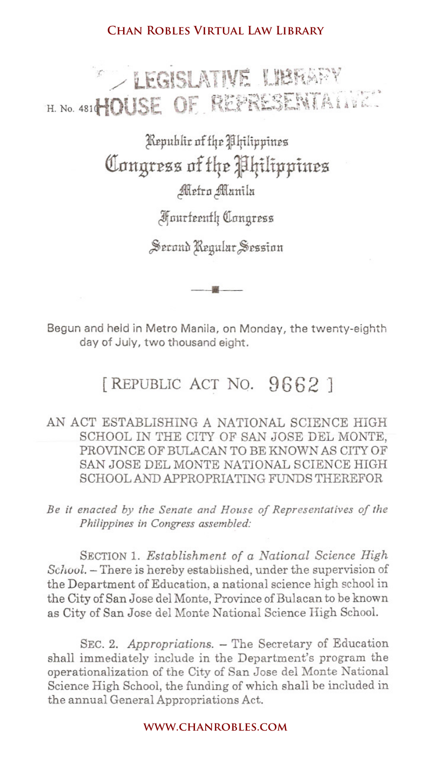LEGISLATIVE LIBRARY

H. No. 4810 HOUSE OF REPRESENTATIVES

Republic of the Philippines

Congress of the Philippines

Metro Manila

Fourteenth Congress

Second Regular Session

Begun and held in Metro Manila, on Monday, the twenty-eighth day of July, two thousand eight.

# [REPUBLIC ACT NO. 9662]

## AN ACT ESTABLISHING A NATIONAL SCIENCE HIGH SCHOOL IN THE CITY OF SAN JOSE DEL MONTE, PROVINCE OF BULACAN TO BE KNOWN AS CITY OF SAN JOSE DEL MONTE NATIONAL SCIENCE HIGH SCHOOL AND APPROPRIATING FUNDS THEREFOR

*Be it enacted by the Senate and House of Representatives of the Philippines in Congress assembled:*

SECTION 1. *Establishment of a National Science High School.* – There is hereby established, under the supervision of the Department of Education, a national science high school in the City of San Jose del Monte, Province of Bulacan to be known as City of San Jose del Monte National Science High School.

SEC. 2. *Appropriations.* – The Secretary of Education shall immediately include in the Department's program the operationalization of the City of San Jose del Monte National Science High School, the funding of which shall be included in the annual General Appropriations Act.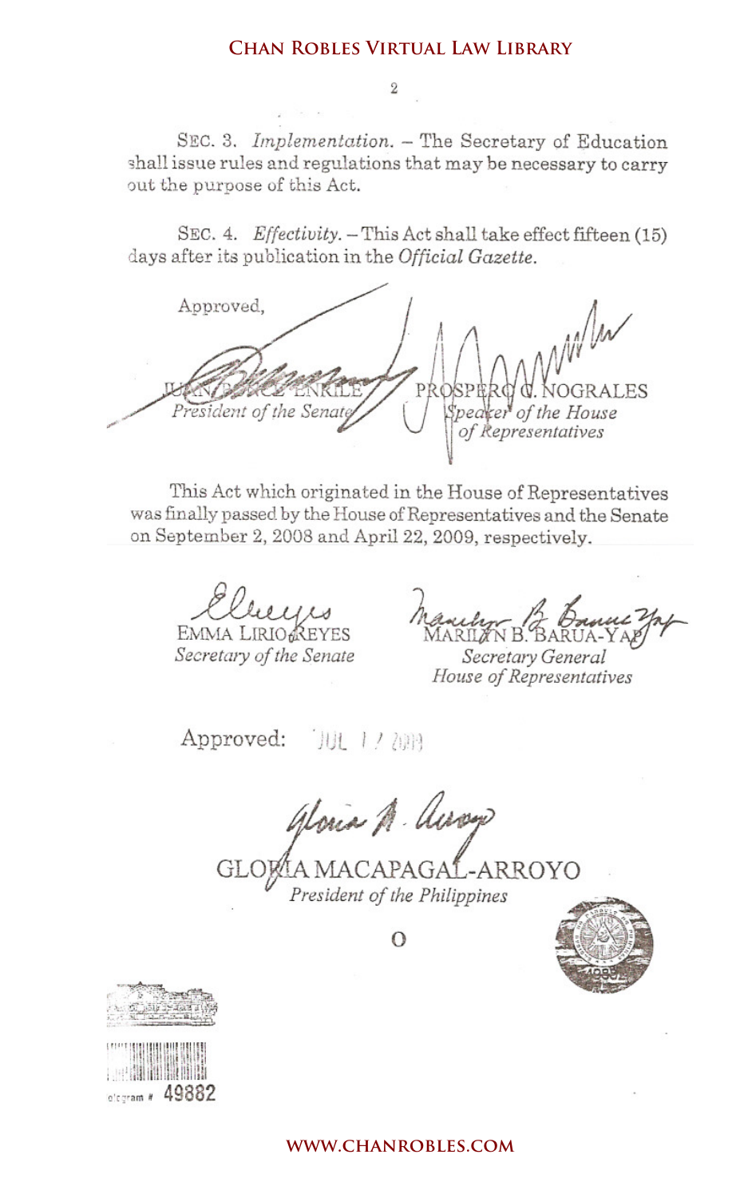SEC. 3. *Implementation.* – The Secretary of Education shall issue rules and regulations that may be necessary to carry out the purpose of this Act.

SEC. 4. *Effectivity.* – This Act shall take effect fifteen (15) days after its publication in the *Official Gazette*.

Approved,

JUAN PONCE ENRILE
*President of the Senate*

PROSPERO C. NOGRALES
*Speaker of the House of Representatives*

This Act which originated in the House of Representatives was finally passed by the House of Representatives and the Senate on September 2, 2008 and April 22, 2009, respectively.

EMMA LIRIO-REYES
*Secretary of the Senate*

MARILYN B. BARUA-YAP
*Secretary General*
*House of Representatives*

Approved: JUL 17 2009

GLORIA MACAPAGAL-ARROYO
*President of the Philippines*

O

o'cgram # 49882